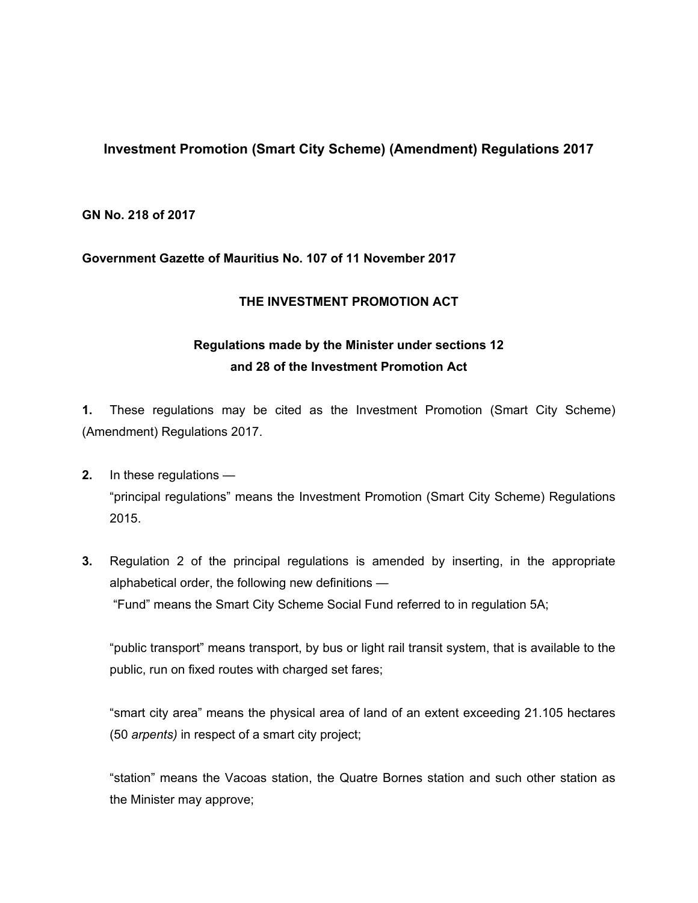# Investment Promotion (Smart City Scheme) (Amendment) Regulations 2017

**GN No. 218 of 2017**

**Government Gazette of Mauritius No. 107 of 11 November 2017**

**THE INVESTMENT PROMOTION ACT**

**Regulations made by the Minister under sections 12 and 28 of the Investment Promotion Act**

**1.** These regulations may be cited as the Investment Promotion (Smart City Scheme) (Amendment) Regulations 2017.

**2.** In these regulations —

"principal regulations" means the Investment Promotion (Smart City Scheme) Regulations 2015.

**3.** Regulation 2 of the principal regulations is amended by inserting, in the appropriate alphabetical order, the following new definitions —

"Fund" means the Smart City Scheme Social Fund referred to in regulation 5A;

"public transport" means transport, by bus or light rail transit system, that is available to the public, run on fixed routes with charged set fares;

"smart city area" means the physical area of land of an extent exceeding 21.105 hectares (50 *arpents)* in respect of a smart city project;

"station" means the Vacoas station, the Quatre Bornes station and such other station as the Minister may approve;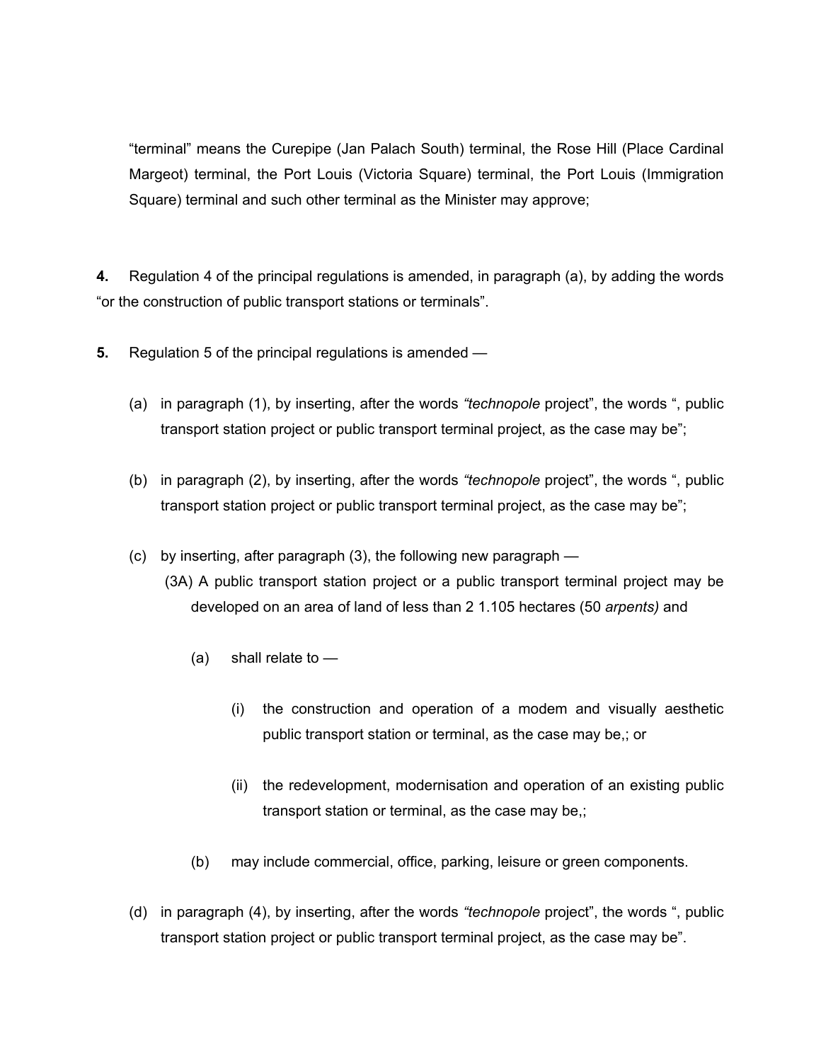"terminal" means the Curepipe (Jan Palach South) terminal, the Rose Hill (Place Cardinal Margeot) terminal, the Port Louis (Victoria Square) terminal, the Port Louis (Immigration Square) terminal and such other terminal as the Minister may approve;

**4.** Regulation 4 of the principal regulations is amended, in paragraph (a), by adding the words "or the construction of public transport stations or terminals".

**5.** Regulation 5 of the principal regulations is amended —

(a) in paragraph (1), by inserting, after the words *"technopole* project", the words ", public transport station project or public transport terminal project, as the case may be";

(b) in paragraph (2), by inserting, after the words *"technopole* project", the words ", public transport station project or public transport terminal project, as the case may be";

(c) by inserting, after paragraph (3), the following new paragraph —

(3A) A public transport station project or a public transport terminal project may be developed on an area of land of less than 2 1.105 hectares (50 *arpents)* and

(a) shall relate to —

(i) the construction and operation of a modem and visually aesthetic public transport station or terminal, as the case may be,; or

(ii) the redevelopment, modernisation and operation of an existing public transport station or terminal, as the case may be,;

(b) may include commercial, office, parking, leisure or green components.

(d) in paragraph (4), by inserting, after the words *"technopole* project", the words ", public transport station project or public transport terminal project, as the case may be".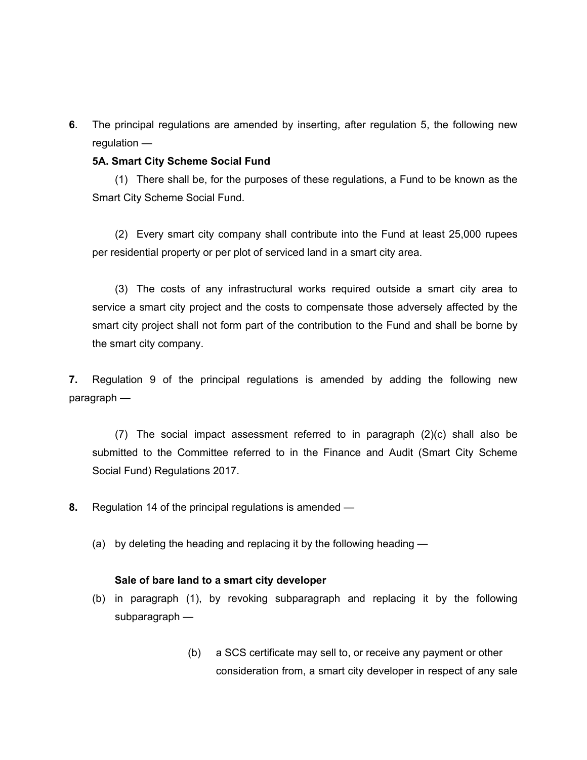**6**. The principal regulations are amended by inserting, after regulation 5, the following new regulation —

**5A. Smart City Scheme Social Fund**

(1) There shall be, for the purposes of these regulations, a Fund to be known as the Smart City Scheme Social Fund.

(2) Every smart city company shall contribute into the Fund at least 25,000 rupees per residential property or per plot of serviced land in a smart city area.

(3) The costs of any infrastructural works required outside a smart city area to service a smart city project and the costs to compensate those adversely affected by the smart city project shall not form part of the contribution to the Fund and shall be borne by the smart city company.

**7.** Regulation 9 of the principal regulations is amended by adding the following new paragraph —

(7) The social impact assessment referred to in paragraph (2)(c) shall also be submitted to the Committee referred to in the Finance and Audit (Smart City Scheme Social Fund) Regulations 2017.

**8.** Regulation 14 of the principal regulations is amended —

(a) by deleting the heading and replacing it by the following heading —

**Sale of bare land to a smart city developer**

(b) in paragraph (1), by revoking subparagraph and replacing it by the following subparagraph —

(b) a SCS certificate may sell to, or receive any payment or other consideration from, a smart city developer in respect of any sale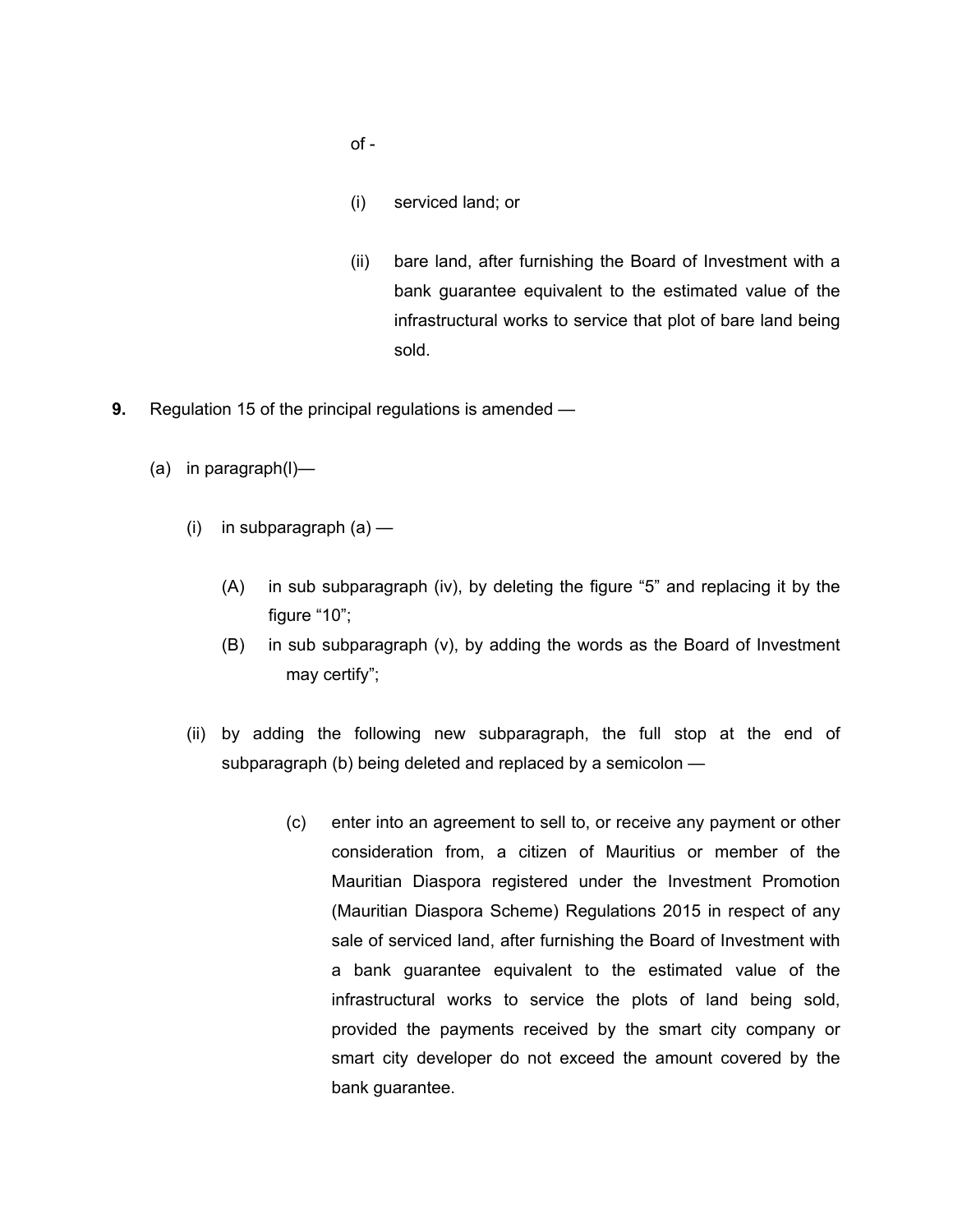of -

(i) serviced land; or

(ii) bare land, after furnishing the Board of Investment with a bank guarantee equivalent to the estimated value of the infrastructural works to service that plot of bare land being sold.

**9.** Regulation 15 of the principal regulations is amended —

(a) in paragraph(l)—

(i) in subparagraph (a) —

(A) in sub subparagraph (iv), by deleting the figure “5” and replacing it by the figure “10”;

(B) in sub subparagraph (v), by adding the words as the Board of Investment may certify”;

(ii) by adding the following new subparagraph, the full stop at the end of subparagraph (b) being deleted and replaced by a semicolon —

(c) enter into an agreement to sell to, or receive any payment or other consideration from, a citizen of Mauritius or member of the Mauritian Diaspora registered under the Investment Promotion (Mauritian Diaspora Scheme) Regulations 2015 in respect of any sale of serviced land, after furnishing the Board of Investment with a bank guarantee equivalent to the estimated value of the infrastructural works to service the plots of land being sold, provided the payments received by the smart city company or smart city developer do not exceed the amount covered by the bank guarantee.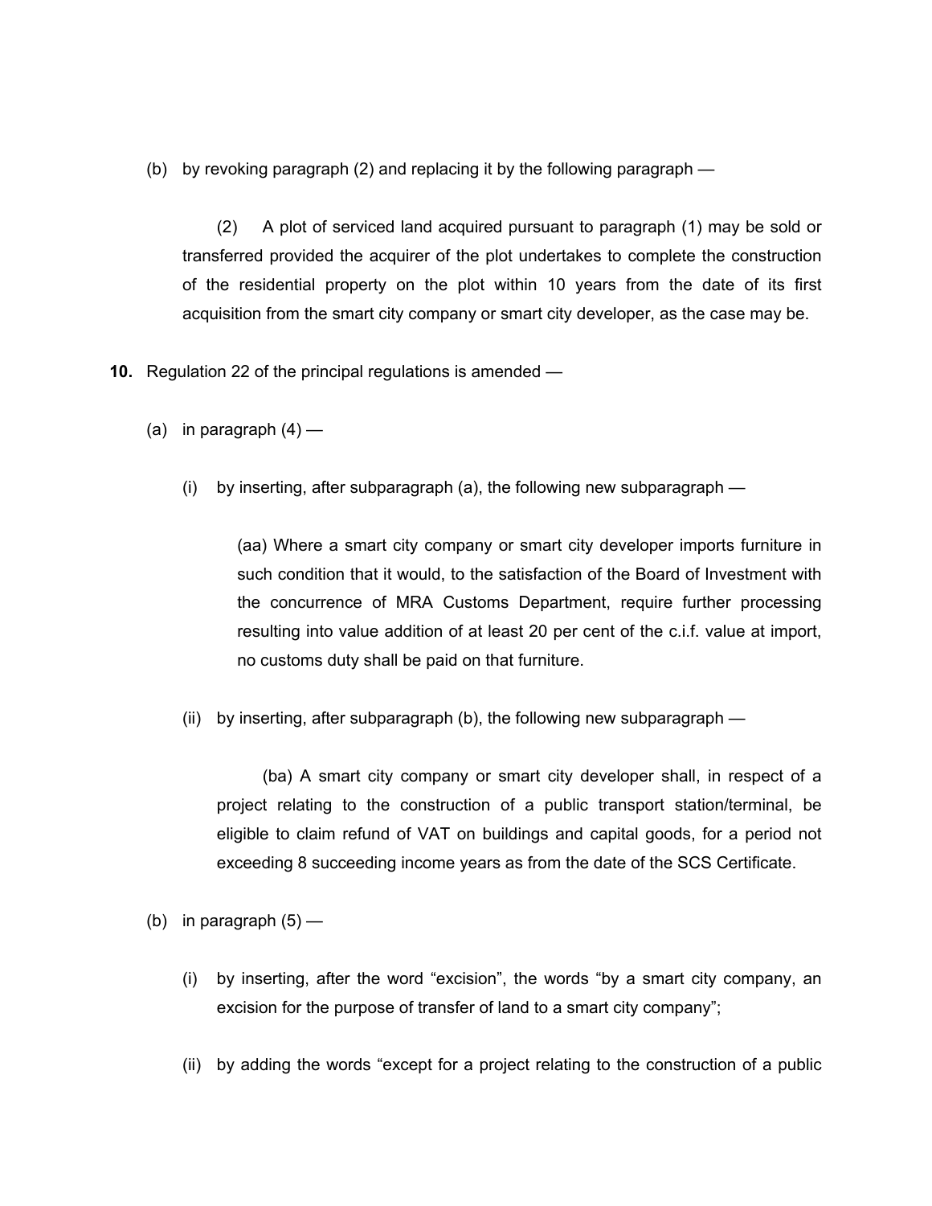(b) by revoking paragraph (2) and replacing it by the following paragraph —

(2) A plot of serviced land acquired pursuant to paragraph (1) may be sold or transferred provided the acquirer of the plot undertakes to complete the construction of the residential property on the plot within 10 years from the date of its first acquisition from the smart city company or smart city developer, as the case may be.

**10.** Regulation 22 of the principal regulations is amended —

(a) in paragraph (4) —

(i) by inserting, after subparagraph (a), the following new subparagraph —

(aa) Where a smart city company or smart city developer imports furniture in such condition that it would, to the satisfaction of the Board of Investment with the concurrence of MRA Customs Department, require further processing resulting into value addition of at least 20 per cent of the c.i.f. value at import, no customs duty shall be paid on that furniture.

(ii) by inserting, after subparagraph (b), the following new subparagraph —

(ba) A smart city company or smart city developer shall, in respect of a project relating to the construction of a public transport station/terminal, be eligible to claim refund of VAT on buildings and capital goods, for a period not exceeding 8 succeeding income years as from the date of the SCS Certificate.

(b) in paragraph (5) —

(i) by inserting, after the word "excision", the words "by a smart city company, an excision for the purpose of transfer of land to a smart city company";

(ii) by adding the words "except for a project relating to the construction of a public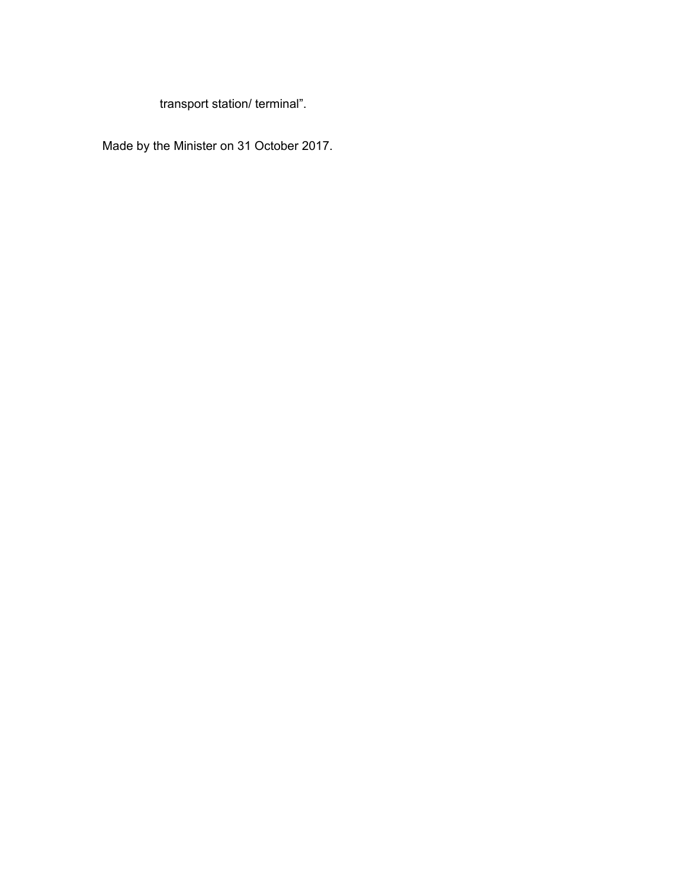transport station/ terminal”.

Made by the Minister on 31 October 2017.